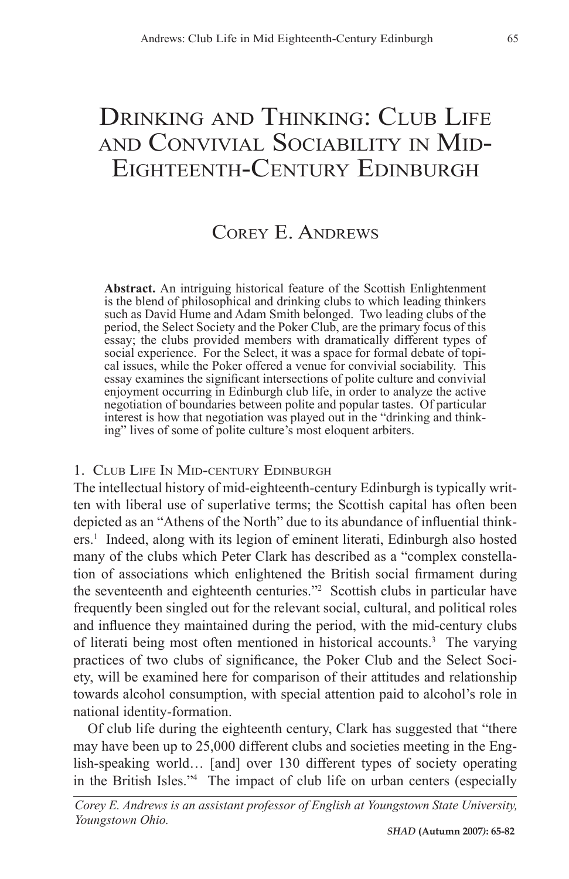# Drinking and Thinking: Club Life and Convivial Sociability in Mid-Eighteenth-Century Edinburgh

## Corey E. Andrews

**Abstract.** An intriguing historical feature of the Scottish Enlightenment is the blend of philosophical and drinking clubs to which leading thinkers such as David Hume and Adam Smith belonged. Two leading clubs of the period, the Select Society and the Poker Club, are the primary focus of this essay; the clubs provided members with dramatically different types of social experience. For the Select, it was a space for formal debate of topical issues, while the Poker offered a venue for convivial sociability. This essay examines the significant intersections of polite culture and convivial enjoyment occurring in Edinburgh club life, in order to analyze the active negotiation of boundaries between polite and popular tastes. Of particular interest is how that negotiation was played out in the "drinking and thinking" lives of some of polite culture's most eloquent arbiters.

### 1. Club Life In Mid-century Edinburgh

The intellectual history of mid-eighteenth-century Edinburgh is typically written with liberal use of superlative terms; the Scottish capital has often been depicted as an "Athens of the North" due to its abundance of influential thinkers.[1] Indeed, along with its legion of eminent literati, Edinburgh also hosted many of the clubs which Peter Clark has described as a "complex constellation of associations which enlightened the British social firmament during the seventeenth and eighteenth centuries."[2] Scottish clubs in particular have frequently been singled out for the relevant social, cultural, and political roles and influence they maintained during the period, with the mid-century clubs of literati being most often mentioned in historical accounts.[3] The varying practices of two clubs of significance, the Poker Club and the Select Society, will be examined here for comparison of their attitudes and relationship towards alcohol consumption, with special attention paid to alcohol's role in national identity-formation.

Of club life during the eighteenth century, Clark has suggested that "there may have been up to 25,000 different clubs and societies meeting in the English-speaking world… [and] over 130 different types of society operating in the British Isles."[4] The impact of club life on urban centers (especially

*Corey E. Andrews is an assistant professor of English at Youngstown State University, Youngstown Ohio.*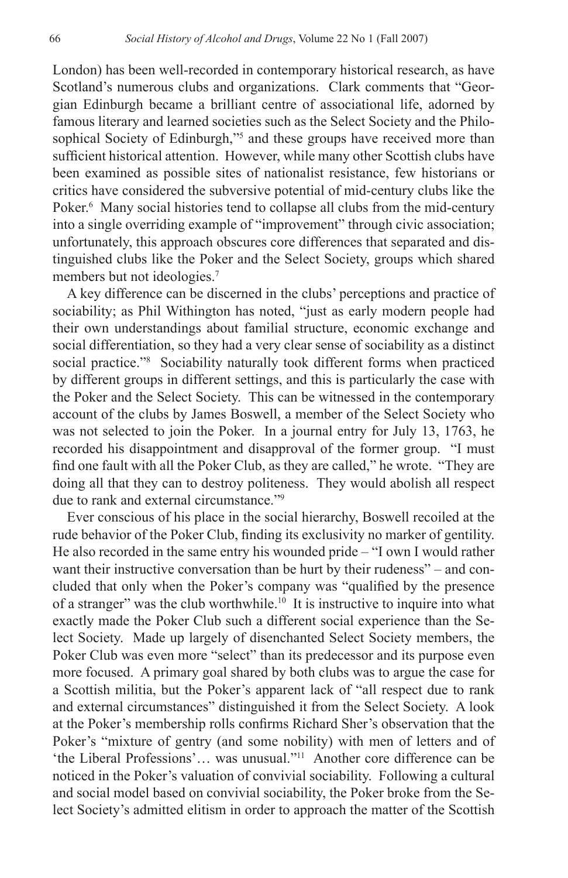London) has been well-recorded in contemporary historical research, as have Scotland's numerous clubs and organizations. Clark comments that "Georgian Edinburgh became a brilliant centre of associational life, adorned by famous literary and learned societies such as the Select Society and the Philosophical Society of Edinburgh,"[5] and these groups have received more than sufficient historical attention. However, while many other Scottish clubs have been examined as possible sites of nationalist resistance, few historians or critics have considered the subversive potential of mid-century clubs like the Poker.[6] Many social histories tend to collapse all clubs from the mid-century into a single overriding example of "improvement" through civic association; unfortunately, this approach obscures core differences that separated and distinguished clubs like the Poker and the Select Society, groups which shared members but not ideologies.[7]

A key difference can be discerned in the clubs' perceptions and practice of sociability; as Phil Withington has noted, "just as early modern people had their own understandings about familial structure, economic exchange and social differentiation, so they had a very clear sense of sociability as a distinct social practice."[8] Sociability naturally took different forms when practiced by different groups in different settings, and this is particularly the case with the Poker and the Select Society. This can be witnessed in the contemporary account of the clubs by James Boswell, a member of the Select Society who was not selected to join the Poker. In a journal entry for July 13, 1763, he recorded his disappointment and disapproval of the former group. "I must find one fault with all the Poker Club, as they are called," he wrote. "They are doing all that they can to destroy politeness. They would abolish all respect due to rank and external circumstance."[9]

Ever conscious of his place in the social hierarchy, Boswell recoiled at the rude behavior of the Poker Club, finding its exclusivity no marker of gentility. He also recorded in the same entry his wounded pride – "I own I would rather want their instructive conversation than be hurt by their rudeness" – and concluded that only when the Poker's company was "qualified by the presence of a stranger" was the club worthwhile.[10] It is instructive to inquire into what exactly made the Poker Club such a different social experience than the Select Society. Made up largely of disenchanted Select Society members, the Poker Club was even more "select" than its predecessor and its purpose even more focused. A primary goal shared by both clubs was to argue the case for a Scottish militia, but the Poker's apparent lack of "all respect due to rank and external circumstances" distinguished it from the Select Society. A look at the Poker's membership rolls confirms Richard Sher's observation that the Poker's "mixture of gentry (and some nobility) with men of letters and of 'the Liberal Professions'… was unusual."[11] Another core difference can be noticed in the Poker's valuation of convivial sociability. Following a cultural and social model based on convivial sociability, the Poker broke from the Select Society's admitted elitism in order to approach the matter of the Scottish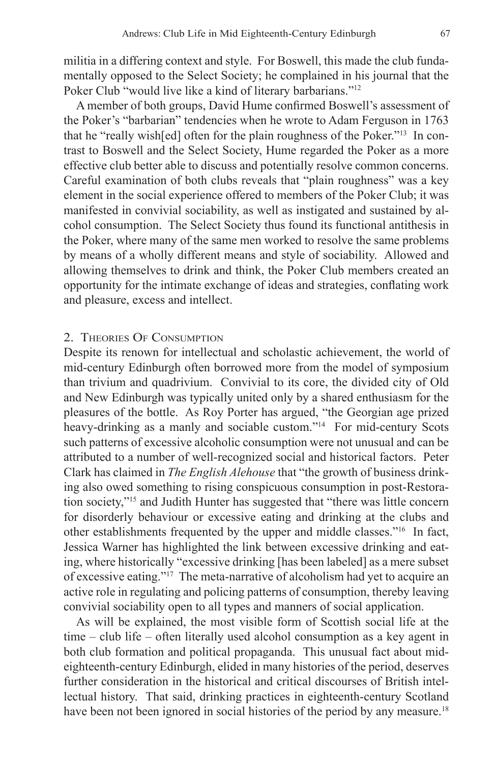militia in a differing context and style. For Boswell, this made the club fundamentally opposed to the Select Society; he complained in his journal that the Poker Club "would live like a kind of literary barbarians."[12]

A member of both groups, David Hume confirmed Boswell's assessment of the Poker's "barbarian" tendencies when he wrote to Adam Ferguson in 1763 that he "really wish[ed] often for the plain roughness of the Poker."[13] In contrast to Boswell and the Select Society, Hume regarded the Poker as a more effective club better able to discuss and potentially resolve common concerns. Careful examination of both clubs reveals that "plain roughness" was a key element in the social experience offered to members of the Poker Club; it was manifested in convivial sociability, as well as instigated and sustained by alcohol consumption. The Select Society thus found its functional antithesis in the Poker, where many of the same men worked to resolve the same problems by means of a wholly different means and style of sociability. Allowed and allowing themselves to drink and think, the Poker Club members created an opportunity for the intimate exchange of ideas and strategies, conflating work and pleasure, excess and intellect.

## 2. Theories Of Consumption

Despite its renown for intellectual and scholastic achievement, the world of mid-century Edinburgh often borrowed more from the model of symposium than trivium and quadrivium. Convivial to its core, the divided city of Old and New Edinburgh was typically united only by a shared enthusiasm for the pleasures of the bottle. As Roy Porter has argued, "the Georgian age prized heavy-drinking as a manly and sociable custom."[14] For mid-century Scots such patterns of excessive alcoholic consumption were not unusual and can be attributed to a number of well-recognized social and historical factors. Peter Clark has claimed in *The English Alehouse* that "the growth of business drinking also owed something to rising conspicuous consumption in post-Restoration society,"[15] and Judith Hunter has suggested that "there was little concern for disorderly behaviour or excessive eating and drinking at the clubs and other establishments frequented by the upper and middle classes."[16] In fact, Jessica Warner has highlighted the link between excessive drinking and eating, where historically "excessive drinking [has been labeled] as a mere subset of excessive eating."[17] The meta-narrative of alcoholism had yet to acquire an active role in regulating and policing patterns of consumption, thereby leaving convivial sociability open to all types and manners of social application.

As will be explained, the most visible form of Scottish social life at the time – club life – often literally used alcohol consumption as a key agent in both club formation and political propaganda. This unusual fact about mid-eighteenth-century Edinburgh, elided in many histories of the period, deserves further consideration in the historical and critical discourses of British intellectual history. That said, drinking practices in eighteenth-century Scotland have been not been ignored in social histories of the period by any measure.[18]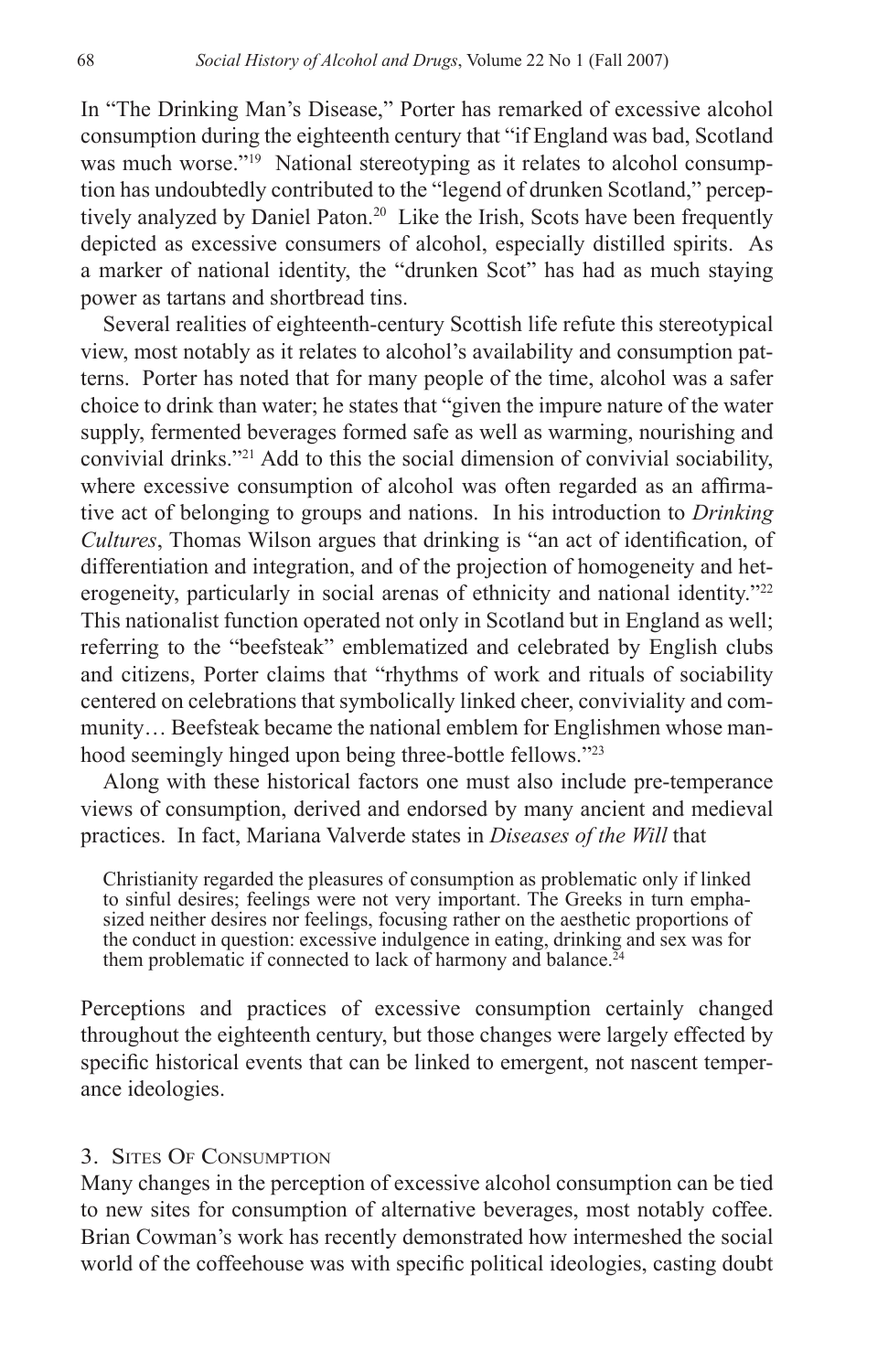In "The Drinking Man's Disease," Porter has remarked of excessive alcohol consumption during the eighteenth century that "if England was bad, Scotland was much worse."[19] National stereotyping as it relates to alcohol consumption has undoubtedly contributed to the "legend of drunken Scotland," perceptively analyzed by Daniel Paton.[20] Like the Irish, Scots have been frequently depicted as excessive consumers of alcohol, especially distilled spirits. As a marker of national identity, the "drunken Scot" has had as much staying power as tartans and shortbread tins.

Several realities of eighteenth-century Scottish life refute this stereotypical view, most notably as it relates to alcohol's availability and consumption patterns. Porter has noted that for many people of the time, alcohol was a safer choice to drink than water; he states that "given the impure nature of the water supply, fermented beverages formed safe as well as warming, nourishing and convivial drinks."[21] Add to this the social dimension of convivial sociability, where excessive consumption of alcohol was often regarded as an affirmative act of belonging to groups and nations. In his introduction to *Drinking Cultures*, Thomas Wilson argues that drinking is "an act of identification, of differentiation and integration, and of the projection of homogeneity and heterogeneity, particularly in social arenas of ethnicity and national identity."[22] This nationalist function operated not only in Scotland but in England as well; referring to the "beefsteak" emblematized and celebrated by English clubs and citizens, Porter claims that "rhythms of work and rituals of sociability centered on celebrations that symbolically linked cheer, conviviality and community… Beefsteak became the national emblem for Englishmen whose manhood seemingly hinged upon being three-bottle fellows."[23]

Along with these historical factors one must also include pre-temperance views of consumption, derived and endorsed by many ancient and medieval practices. In fact, Mariana Valverde states in *Diseases of the Will* that

> Christianity regarded the pleasures of consumption as problematic only if linked to sinful desires; feelings were not very important. The Greeks in turn emphasized neither desires nor feelings, focusing rather on the aesthetic proportions of the conduct in question: excessive indulgence in eating, drinking and sex was for them problematic if connected to lack of harmony and balance.[24]

Perceptions and practices of excessive consumption certainly changed throughout the eighteenth century, but those changes were largely effected by specific historical events that can be linked to emergent, not nascent temperance ideologies.

## 3. Sites Of Consumption

Many changes in the perception of excessive alcohol consumption can be tied to new sites for consumption of alternative beverages, most notably coffee. Brian Cowman's work has recently demonstrated how intermeshed the social world of the coffeehouse was with specific political ideologies, casting doubt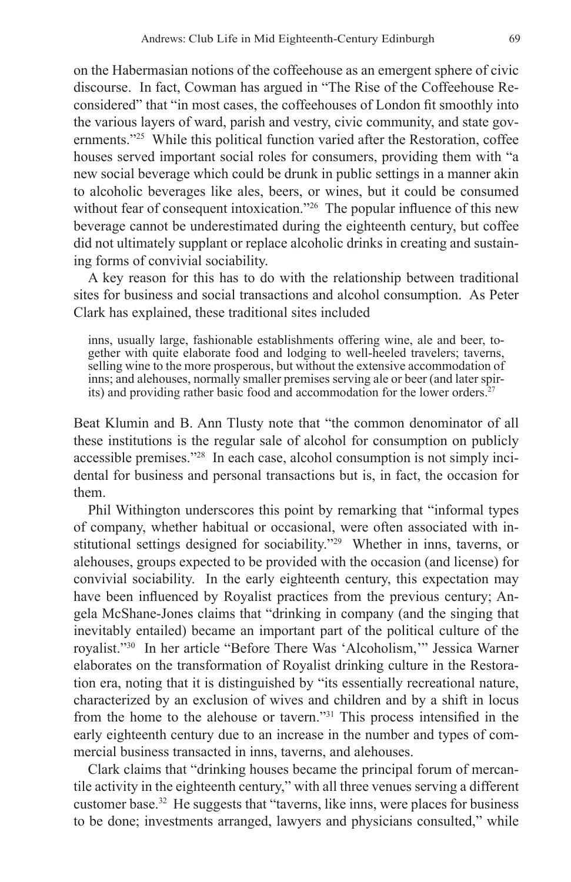on the Habermasian notions of the coffeehouse as an emergent sphere of civic discourse. In fact, Cowman has argued in "The Rise of the Coffeehouse Reconsidered" that "in most cases, the coffeehouses of London fit smoothly into the various layers of ward, parish and vestry, civic community, and state governments."[25] While this political function varied after the Restoration, coffee houses served important social roles for consumers, providing them with "a new social beverage which could be drunk in public settings in a manner akin to alcoholic beverages like ales, beers, or wines, but it could be consumed without fear of consequent intoxication."[26] The popular influence of this new beverage cannot be underestimated during the eighteenth century, but coffee did not ultimately supplant or replace alcoholic drinks in creating and sustaining forms of convivial sociability.

A key reason for this has to do with the relationship between traditional sites for business and social transactions and alcohol consumption. As Peter Clark has explained, these traditional sites included

> inns, usually large, fashionable establishments offering wine, ale and beer, together with quite elaborate food and lodging to well-heeled travelers; taverns, selling wine to the more prosperous, but without the extensive accommodation of inns; and alehouses, normally smaller premises serving ale or beer (and later spirits) and providing rather basic food and accommodation for the lower orders.[27]

Beat Klumin and B. Ann Tlusty note that "the common denominator of all these institutions is the regular sale of alcohol for consumption on publicly accessible premises."[28] In each case, alcohol consumption is not simply incidental for business and personal transactions but is, in fact, the occasion for them.

Phil Withington underscores this point by remarking that "informal types of company, whether habitual or occasional, were often associated with institutional settings designed for sociability."[29] Whether in inns, taverns, or alehouses, groups expected to be provided with the occasion (and license) for convivial sociability. In the early eighteenth century, this expectation may have been influenced by Royalist practices from the previous century; Angela McShane-Jones claims that "drinking in company (and the singing that inevitably entailed) became an important part of the political culture of the royalist."[30] In her article "Before There Was 'Alcoholism,'" Jessica Warner elaborates on the transformation of Royalist drinking culture in the Restoration era, noting that it is distinguished by "its essentially recreational nature, characterized by an exclusion of wives and children and by a shift in locus from the home to the alehouse or tavern."[31] This process intensified in the early eighteenth century due to an increase in the number and types of commercial business transacted in inns, taverns, and alehouses.

Clark claims that "drinking houses became the principal forum of mercantile activity in the eighteenth century," with all three venues serving a different customer base.[32] He suggests that "taverns, like inns, were places for business to be done; investments arranged, lawyers and physicians consulted," while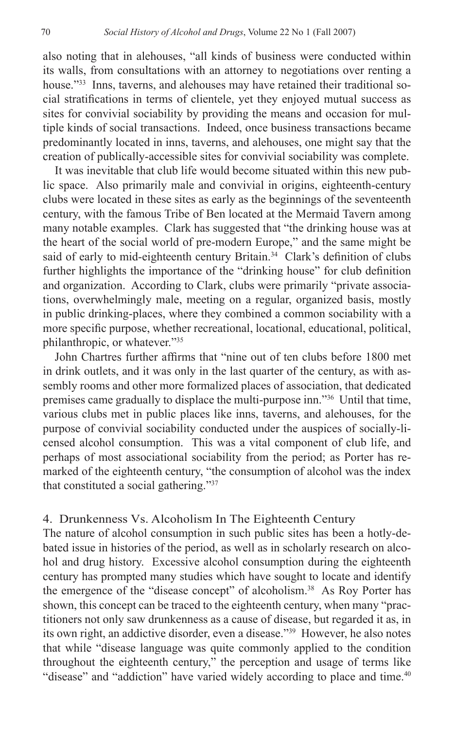also noting that in alehouses, "all kinds of business were conducted within its walls, from consultations with an attorney to negotiations over renting a house."[33] Inns, taverns, and alehouses may have retained their traditional social stratifications in terms of clientele, yet they enjoyed mutual success as sites for convivial sociability by providing the means and occasion for multiple kinds of social transactions. Indeed, once business transactions became predominantly located in inns, taverns, and alehouses, one might say that the creation of publically-accessible sites for convivial sociability was complete.

It was inevitable that club life would become situated within this new public space. Also primarily male and convivial in origins, eighteenth-century clubs were located in these sites as early as the beginnings of the seventeenth century, with the famous Tribe of Ben located at the Mermaid Tavern among many notable examples. Clark has suggested that "the drinking house was at the heart of the social world of pre-modern Europe," and the same might be said of early to mid-eighteenth century Britain.[34] Clark's definition of clubs further highlights the importance of the "drinking house" for club definition and organization. According to Clark, clubs were primarily "private associations, overwhelmingly male, meeting on a regular, organized basis, mostly in public drinking-places, where they combined a common sociability with a more specific purpose, whether recreational, locational, educational, political, philanthropic, or whatever."[35]

John Chartres further affirms that "nine out of ten clubs before 1800 met in drink outlets, and it was only in the last quarter of the century, as with assembly rooms and other more formalized places of association, that dedicated premises came gradually to displace the multi-purpose inn."[36] Until that time, various clubs met in public places like inns, taverns, and alehouses, for the purpose of convivial sociability conducted under the auspices of socially-licensed alcohol consumption. This was a vital component of club life, and perhaps of most associational sociability from the period; as Porter has remarked of the eighteenth century, "the consumption of alcohol was the index that constituted a social gathering."[37]

## 4. Drunkenness Vs. Alcoholism In The Eighteenth Century

The nature of alcohol consumption in such public sites has been a hotly-debated issue in histories of the period, as well as in scholarly research on alcohol and drug history. Excessive alcohol consumption during the eighteenth century has prompted many studies which have sought to locate and identify the emergence of the "disease concept" of alcoholism.[38] As Roy Porter has shown, this concept can be traced to the eighteenth century, when many "practitioners not only saw drunkenness as a cause of disease, but regarded it as, in its own right, an addictive disorder, even a disease."[39] However, he also notes that while "disease language was quite commonly applied to the condition throughout the eighteenth century," the perception and usage of terms like "disease" and "addiction" have varied widely according to place and time.[40]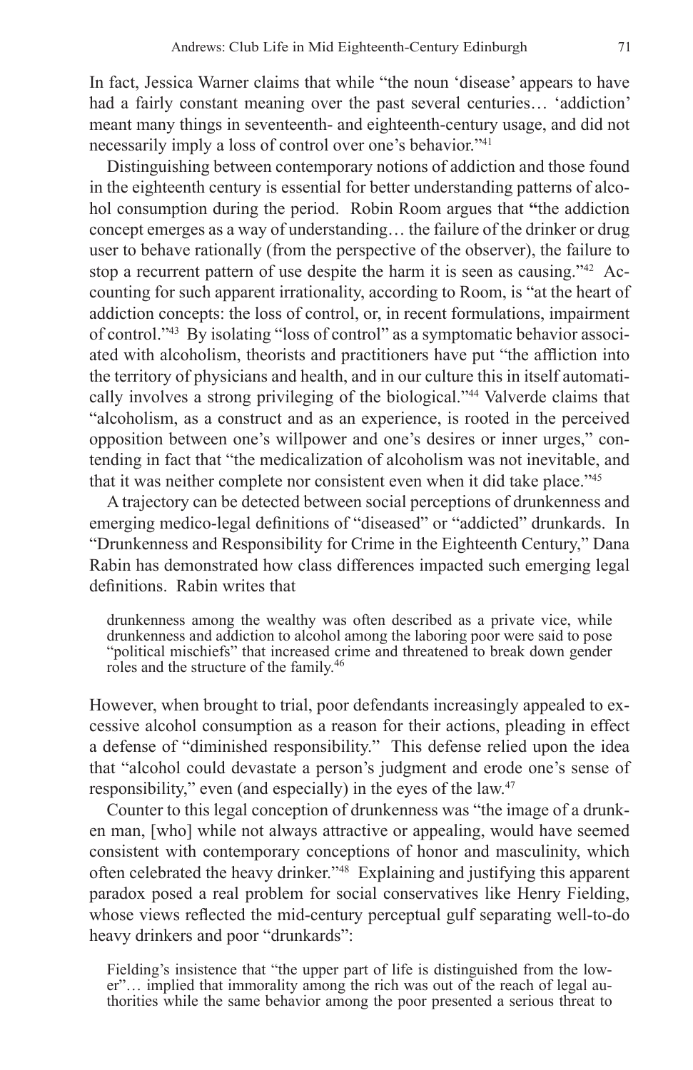In fact, Jessica Warner claims that while "the noun 'disease' appears to have had a fairly constant meaning over the past several centuries… 'addiction' meant many things in seventeenth- and eighteenth-century usage, and did not necessarily imply a loss of control over one's behavior."[41]

Distinguishing between contemporary notions of addiction and those found in the eighteenth century is essential for better understanding patterns of alcohol consumption during the period. Robin Room argues that "the addiction concept emerges as a way of understanding… the failure of the drinker or drug user to behave rationally (from the perspective of the observer), the failure to stop a recurrent pattern of use despite the harm it is seen as causing."[42] Accounting for such apparent irrationality, according to Room, is "at the heart of addiction concepts: the loss of control, or, in recent formulations, impairment of control."[43] By isolating "loss of control" as a symptomatic behavior associated with alcoholism, theorists and practitioners have put "the affliction into the territory of physicians and health, and in our culture this in itself automatically involves a strong privileging of the biological."[44] Valverde claims that "alcoholism, as a construct and as an experience, is rooted in the perceived opposition between one's willpower and one's desires or inner urges," contending in fact that "the medicalization of alcoholism was not inevitable, and that it was neither complete nor consistent even when it did take place."[45]

A trajectory can be detected between social perceptions of drunkenness and emerging medico-legal definitions of "diseased" or "addicted" drunkards. In "Drunkenness and Responsibility for Crime in the Eighteenth Century," Dana Rabin has demonstrated how class differences impacted such emerging legal definitions. Rabin writes that

> drunkenness among the wealthy was often described as a private vice, while drunkenness and addiction to alcohol among the laboring poor were said to pose "political mischiefs" that increased crime and threatened to break down gender roles and the structure of the family.[46]

However, when brought to trial, poor defendants increasingly appealed to excessive alcohol consumption as a reason for their actions, pleading in effect a defense of "diminished responsibility." This defense relied upon the idea that "alcohol could devastate a person's judgment and erode one's sense of responsibility," even (and especially) in the eyes of the law.[47]

Counter to this legal conception of drunkenness was "the image of a drunken man, [who] while not always attractive or appealing, would have seemed consistent with contemporary conceptions of honor and masculinity, which often celebrated the heavy drinker."[48] Explaining and justifying this apparent paradox posed a real problem for social conservatives like Henry Fielding, whose views reflected the mid-century perceptual gulf separating well-to-do heavy drinkers and poor "drunkards":

> Fielding's insistence that "the upper part of life is distinguished from the lower"… implied that immorality among the rich was out of the reach of legal authorities while the same behavior among the poor presented a serious threat to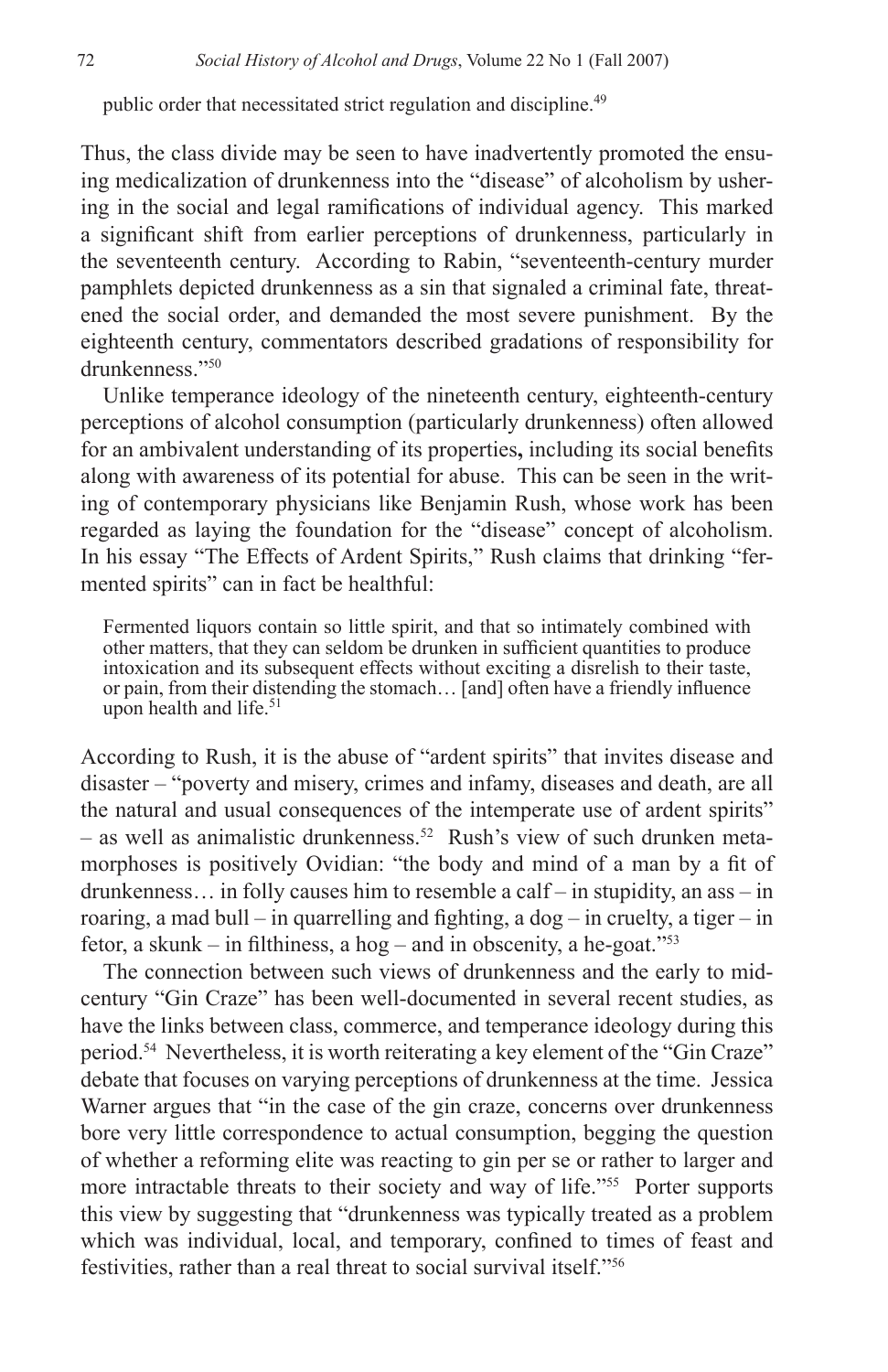public order that necessitated strict regulation and discipline.[49]

Thus, the class divide may be seen to have inadvertently promoted the ensuing medicalization of drunkenness into the "disease" of alcoholism by ushering in the social and legal ramifications of individual agency. This marked a significant shift from earlier perceptions of drunkenness, particularly in the seventeenth century. According to Rabin, "seventeenth-century murder pamphlets depicted drunkenness as a sin that signaled a criminal fate, threatened the social order, and demanded the most severe punishment. By the eighteenth century, commentators described gradations of responsibility for drunkenness."[50]

Unlike temperance ideology of the nineteenth century, eighteenth-century perceptions of alcohol consumption (particularly drunkenness) often allowed for an ambivalent understanding of its properties**,** including its social benefits along with awareness of its potential for abuse. This can be seen in the writing of contemporary physicians like Benjamin Rush, whose work has been regarded as laying the foundation for the "disease" concept of alcoholism. In his essay "The Effects of Ardent Spirits," Rush claims that drinking "fermented spirits" can in fact be healthful:

> Fermented liquors contain so little spirit, and that so intimately combined with other matters, that they can seldom be drunken in sufficient quantities to produce intoxication and its subsequent effects without exciting a disrelish to their taste, or pain, from their distending the stomach… [and] often have a friendly influence upon health and life.[51]

According to Rush, it is the abuse of "ardent spirits" that invites disease and disaster – "poverty and misery, crimes and infamy, diseases and death, are all the natural and usual consequences of the intemperate use of ardent spirits" – as well as animalistic drunkenness.[52] Rush's view of such drunken metamorphoses is positively Ovidian: "the body and mind of a man by a fit of drunkenness… in folly causes him to resemble a calf – in stupidity, an ass – in roaring, a mad bull – in quarrelling and fighting, a dog – in cruelty, a tiger – in fetor, a skunk – in filthiness, a hog – and in obscenity, a he-goat."[53]

The connection between such views of drunkenness and the early to mid-century "Gin Craze" has been well-documented in several recent studies, as have the links between class, commerce, and temperance ideology during this period.[54] Nevertheless, it is worth reiterating a key element of the "Gin Craze" debate that focuses on varying perceptions of drunkenness at the time. Jessica Warner argues that "in the case of the gin craze, concerns over drunkenness bore very little correspondence to actual consumption, begging the question of whether a reforming elite was reacting to gin per se or rather to larger and more intractable threats to their society and way of life."[55] Porter supports this view by suggesting that "drunkenness was typically treated as a problem which was individual, local, and temporary, confined to times of feast and festivities, rather than a real threat to social survival itself."[56]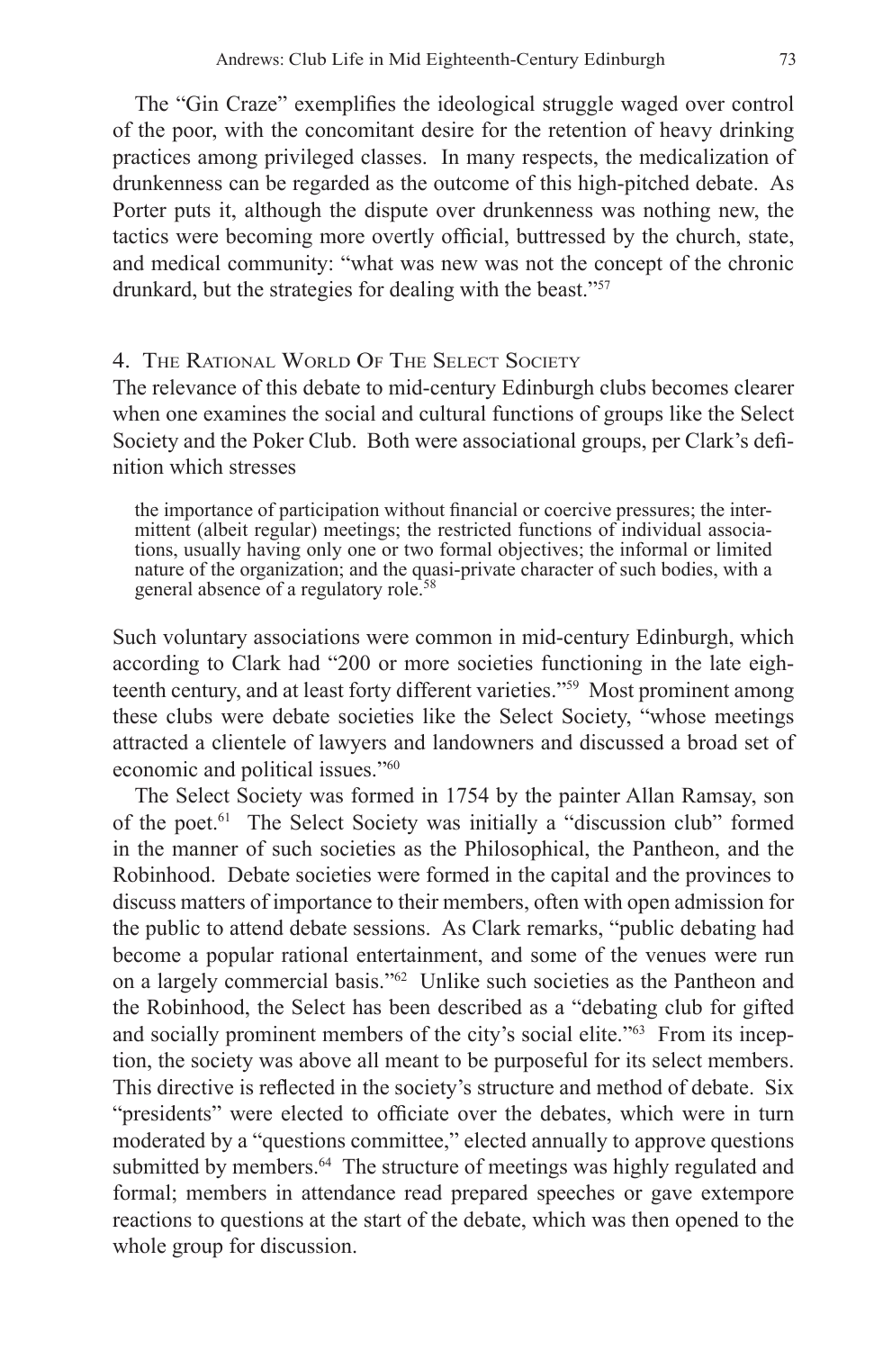The "Gin Craze" exemplifies the ideological struggle waged over control of the poor, with the concomitant desire for the retention of heavy drinking practices among privileged classes. In many respects, the medicalization of drunkenness can be regarded as the outcome of this high-pitched debate. As Porter puts it, although the dispute over drunkenness was nothing new, the tactics were becoming more overtly official, buttressed by the church, state, and medical community: "what was new was not the concept of the chronic drunkard, but the strategies for dealing with the beast."[57]

## 4. The Rational World Of The Select Society

The relevance of this debate to mid-century Edinburgh clubs becomes clearer when one examines the social and cultural functions of groups like the Select Society and the Poker Club. Both were associational groups, per Clark's definition which stresses

> the importance of participation without financial or coercive pressures; the intermittent (albeit regular) meetings; the restricted functions of individual associations, usually having only one or two formal objectives; the informal or limited nature of the organization; and the quasi-private character of such bodies, with a general absence of a regulatory role.[58]

Such voluntary associations were common in mid-century Edinburgh, which according to Clark had "200 or more societies functioning in the late eighteenth century, and at least forty different varieties."[59] Most prominent among these clubs were debate societies like the Select Society, "whose meetings attracted a clientele of lawyers and landowners and discussed a broad set of economic and political issues."[60]

The Select Society was formed in 1754 by the painter Allan Ramsay, son of the poet.[61] The Select Society was initially a "discussion club" formed in the manner of such societies as the Philosophical, the Pantheon, and the Robinhood. Debate societies were formed in the capital and the provinces to discuss matters of importance to their members, often with open admission for the public to attend debate sessions. As Clark remarks, "public debating had become a popular rational entertainment, and some of the venues were run on a largely commercial basis."[62] Unlike such societies as the Pantheon and the Robinhood, the Select has been described as a "debating club for gifted and socially prominent members of the city's social elite."[63] From its inception, the society was above all meant to be purposeful for its select members. This directive is reflected in the society's structure and method of debate. Six "presidents" were elected to officiate over the debates, which were in turn moderated by a "questions committee," elected annually to approve questions submitted by members.[64] The structure of meetings was highly regulated and formal; members in attendance read prepared speeches or gave extempore reactions to questions at the start of the debate, which was then opened to the whole group for discussion.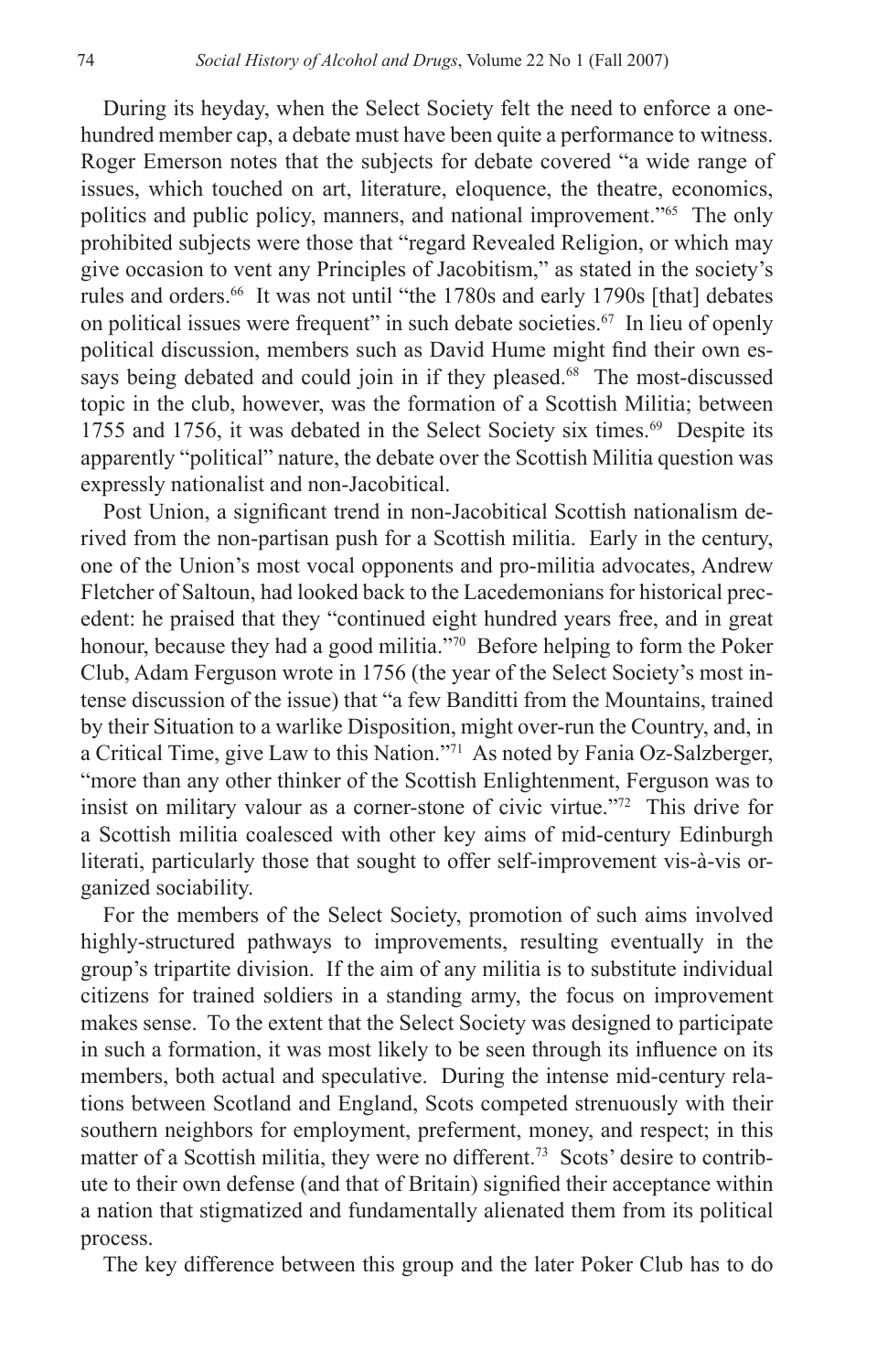During its heyday, when the Select Society felt the need to enforce a one-hundred member cap, a debate must have been quite a performance to witness. Roger Emerson notes that the subjects for debate covered "a wide range of issues, which touched on art, literature, eloquence, the theatre, economics, politics and public policy, manners, and national improvement."[65] The only prohibited subjects were those that "regard Revealed Religion, or which may give occasion to vent any Principles of Jacobitism," as stated in the society's rules and orders.[66] It was not until "the 1780s and early 1790s [that] debates on political issues were frequent" in such debate societies.[67] In lieu of openly political discussion, members such as David Hume might find their own essays being debated and could join in if they pleased.[68] The most-discussed topic in the club, however, was the formation of a Scottish Militia; between 1755 and 1756, it was debated in the Select Society six times.[69] Despite its apparently "political" nature, the debate over the Scottish Militia question was expressly nationalist and non-Jacobitical.

Post Union, a significant trend in non-Jacobitical Scottish nationalism derived from the non-partisan push for a Scottish militia. Early in the century, one of the Union's most vocal opponents and pro-militia advocates, Andrew Fletcher of Saltoun, had looked back to the Lacedemonians for historical precedent: he praised that they "continued eight hundred years free, and in great honour, because they had a good militia."[70] Before helping to form the Poker Club, Adam Ferguson wrote in 1756 (the year of the Select Society's most intense discussion of the issue) that "a few Banditti from the Mountains, trained by their Situation to a warlike Disposition, might over-run the Country, and, in a Critical Time, give Law to this Nation."[71] As noted by Fania Oz-Salzberger, "more than any other thinker of the Scottish Enlightenment, Ferguson was to insist on military valour as a corner-stone of civic virtue."[72] This drive for a Scottish militia coalesced with other key aims of mid-century Edinburgh literati, particularly those that sought to offer self-improvement vis-à-vis organized sociability.

For the members of the Select Society, promotion of such aims involved highly-structured pathways to improvements, resulting eventually in the group's tripartite division. If the aim of any militia is to substitute individual citizens for trained soldiers in a standing army, the focus on improvement makes sense. To the extent that the Select Society was designed to participate in such a formation, it was most likely to be seen through its influence on its members, both actual and speculative. During the intense mid-century relations between Scotland and England, Scots competed strenuously with their southern neighbors for employment, preferment, money, and respect; in this matter of a Scottish militia, they were no different.[73] Scots' desire to contribute to their own defense (and that of Britain) signified their acceptance within a nation that stigmatized and fundamentally alienated them from its political process.

The key difference between this group and the later Poker Club has to do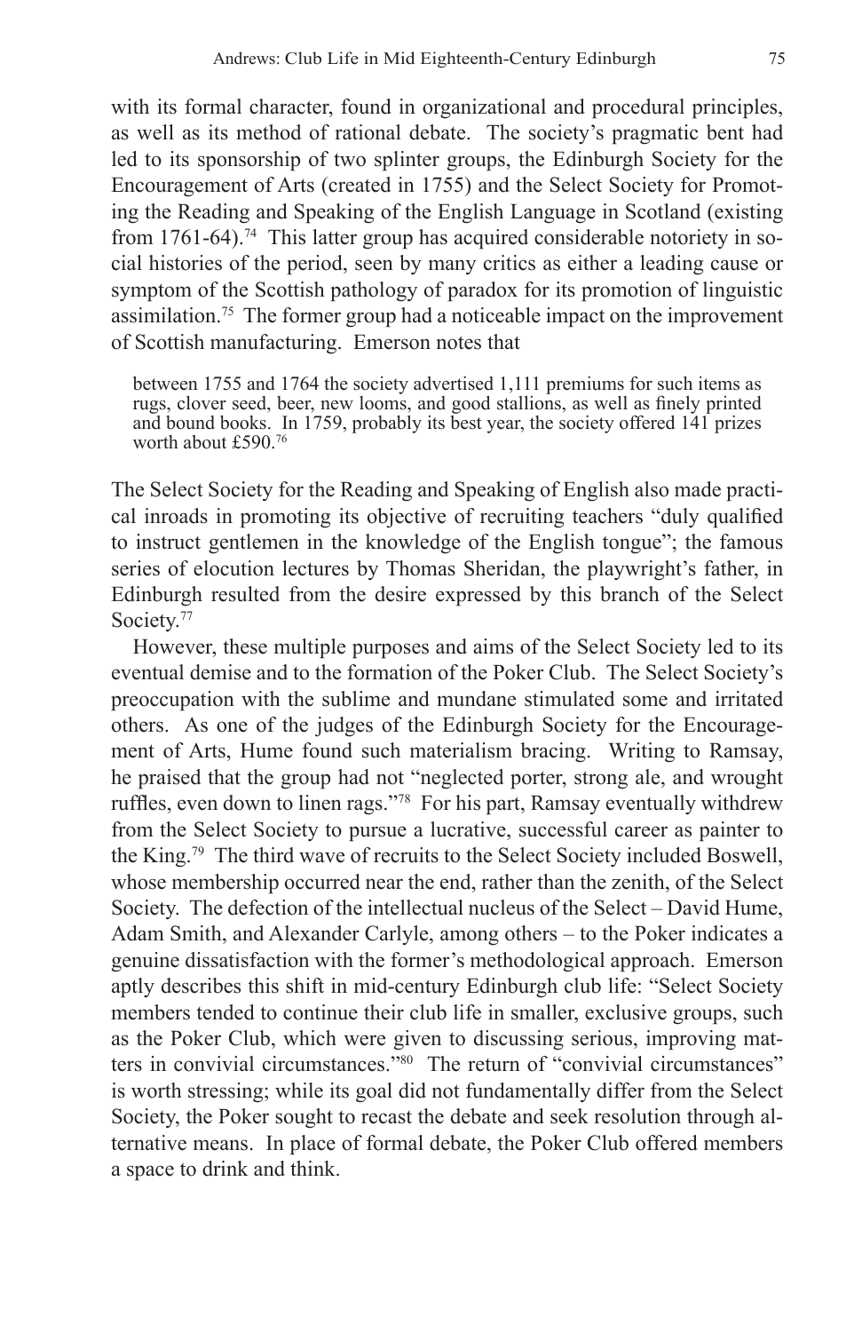with its formal character, found in organizational and procedural principles, as well as its method of rational debate. The society's pragmatic bent had led to its sponsorship of two splinter groups, the Edinburgh Society for the Encouragement of Arts (created in 1755) and the Select Society for Promoting the Reading and Speaking of the English Language in Scotland (existing from 1761-64).[74] This latter group has acquired considerable notoriety in social histories of the period, seen by many critics as either a leading cause or symptom of the Scottish pathology of paradox for its promotion of linguistic assimilation.[75] The former group had a noticeable impact on the improvement of Scottish manufacturing. Emerson notes that

> between 1755 and 1764 the society advertised 1,111 premiums for such items as rugs, clover seed, beer, new looms, and good stallions, as well as finely printed and bound books. In 1759, probably its best year, the society offered 141 prizes worth about £590.[76]

The Select Society for the Reading and Speaking of English also made practical inroads in promoting its objective of recruiting teachers "duly qualified to instruct gentlemen in the knowledge of the English tongue"; the famous series of elocution lectures by Thomas Sheridan, the playwright's father, in Edinburgh resulted from the desire expressed by this branch of the Select Society.[77]

However, these multiple purposes and aims of the Select Society led to its eventual demise and to the formation of the Poker Club. The Select Society's preoccupation with the sublime and mundane stimulated some and irritated others. As one of the judges of the Edinburgh Society for the Encouragement of Arts, Hume found such materialism bracing. Writing to Ramsay, he praised that the group had not "neglected porter, strong ale, and wrought ruffles, even down to linen rags."[78] For his part, Ramsay eventually withdrew from the Select Society to pursue a lucrative, successful career as painter to the King.[79] The third wave of recruits to the Select Society included Boswell, whose membership occurred near the end, rather than the zenith, of the Select Society. The defection of the intellectual nucleus of the Select – David Hume, Adam Smith, and Alexander Carlyle, among others – to the Poker indicates a genuine dissatisfaction with the former's methodological approach. Emerson aptly describes this shift in mid-century Edinburgh club life: "Select Society members tended to continue their club life in smaller, exclusive groups, such as the Poker Club, which were given to discussing serious, improving matters in convivial circumstances."[80] The return of "convivial circumstances" is worth stressing; while its goal did not fundamentally differ from the Select Society, the Poker sought to recast the debate and seek resolution through alternative means. In place of formal debate, the Poker Club offered members a space to drink and think.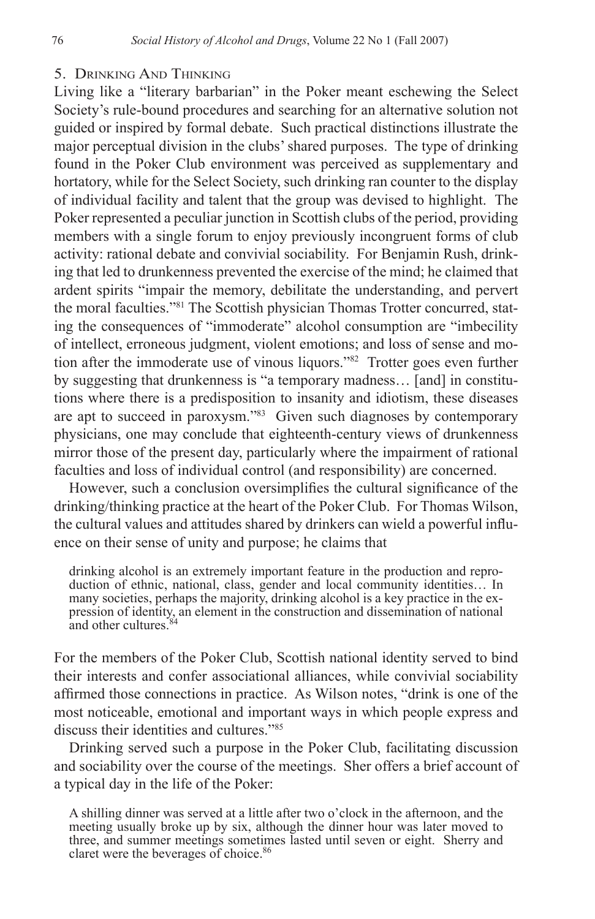## 5. Drinking And Thinking

Living like a "literary barbarian" in the Poker meant eschewing the Select Society's rule-bound procedures and searching for an alternative solution not guided or inspired by formal debate. Such practical distinctions illustrate the major perceptual division in the clubs' shared purposes. The type of drinking found in the Poker Club environment was perceived as supplementary and hortatory, while for the Select Society, such drinking ran counter to the display of individual facility and talent that the group was devised to highlight. The Poker represented a peculiar junction in Scottish clubs of the period, providing members with a single forum to enjoy previously incongruent forms of club activity: rational debate and convivial sociability. For Benjamin Rush, drinking that led to drunkenness prevented the exercise of the mind; he claimed that ardent spirits "impair the memory, debilitate the understanding, and pervert the moral faculties."[81] The Scottish physician Thomas Trotter concurred, stating the consequences of "immoderate" alcohol consumption are "imbecility of intellect, erroneous judgment, violent emotions; and loss of sense and motion after the immoderate use of vinous liquors."[82] Trotter goes even further by suggesting that drunkenness is "a temporary madness… [and] in constitutions where there is a predisposition to insanity and idiotism, these diseases are apt to succeed in paroxysm."[83] Given such diagnoses by contemporary physicians, one may conclude that eighteenth-century views of drunkenness mirror those of the present day, particularly where the impairment of rational faculties and loss of individual control (and responsibility) are concerned.

However, such a conclusion oversimplifies the cultural significance of the drinking/thinking practice at the heart of the Poker Club. For Thomas Wilson, the cultural values and attitudes shared by drinkers can wield a powerful influence on their sense of unity and purpose; he claims that

> drinking alcohol is an extremely important feature in the production and reproduction of ethnic, national, class, gender and local community identities… In many societies, perhaps the majority, drinking alcohol is a key practice in the expression of identity, an element in the construction and dissemination of national and other cultures.[84]

For the members of the Poker Club, Scottish national identity served to bind their interests and confer associational alliances, while convivial sociability affirmed those connections in practice. As Wilson notes, "drink is one of the most noticeable, emotional and important ways in which people express and discuss their identities and cultures."[85]

Drinking served such a purpose in the Poker Club, facilitating discussion and sociability over the course of the meetings. Sher offers a brief account of a typical day in the life of the Poker:

> A shilling dinner was served at a little after two o'clock in the afternoon, and the meeting usually broke up by six, although the dinner hour was later moved to three, and summer meetings sometimes lasted until seven or eight. Sherry and claret were the beverages of choice.[86]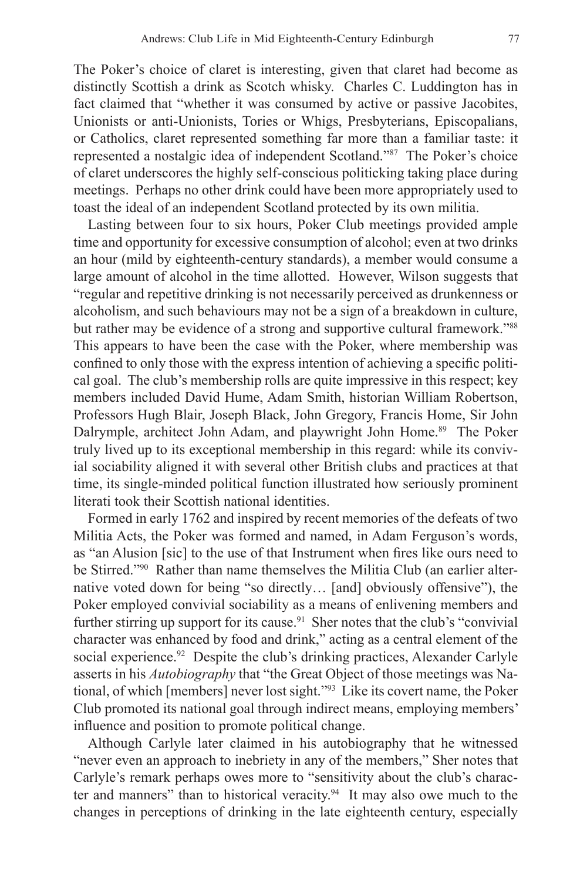The Poker's choice of claret is interesting, given that claret had become as distinctly Scottish a drink as Scotch whisky. Charles C. Luddington has in fact claimed that "whether it was consumed by active or passive Jacobites, Unionists or anti-Unionists, Tories or Whigs, Presbyterians, Episcopalians, or Catholics, claret represented something far more than a familiar taste: it represented a nostalgic idea of independent Scotland."[87] The Poker's choice of claret underscores the highly self-conscious politicking taking place during meetings. Perhaps no other drink could have been more appropriately used to toast the ideal of an independent Scotland protected by its own militia.

Lasting between four to six hours, Poker Club meetings provided ample time and opportunity for excessive consumption of alcohol; even at two drinks an hour (mild by eighteenth-century standards), a member would consume a large amount of alcohol in the time allotted. However, Wilson suggests that "regular and repetitive drinking is not necessarily perceived as drunkenness or alcoholism, and such behaviours may not be a sign of a breakdown in culture, but rather may be evidence of a strong and supportive cultural framework."[88] This appears to have been the case with the Poker, where membership was confined to only those with the express intention of achieving a specific political goal. The club's membership rolls are quite impressive in this respect; key members included David Hume, Adam Smith, historian William Robertson, Professors Hugh Blair, Joseph Black, John Gregory, Francis Home, Sir John Dalrymple, architect John Adam, and playwright John Home.[89] The Poker truly lived up to its exceptional membership in this regard: while its convivial sociability aligned it with several other British clubs and practices at that time, its single-minded political function illustrated how seriously prominent literati took their Scottish national identities.

Formed in early 1762 and inspired by recent memories of the defeats of two Militia Acts, the Poker was formed and named, in Adam Ferguson's words, as "an Alusion [sic] to the use of that Instrument when fires like ours need to be Stirred."[90] Rather than name themselves the Militia Club (an earlier alternative voted down for being "so directly… [and] obviously offensive"), the Poker employed convivial sociability as a means of enlivening members and further stirring up support for its cause.[91] Sher notes that the club's "convivial character was enhanced by food and drink," acting as a central element of the social experience.[92] Despite the club's drinking practices, Alexander Carlyle asserts in his *Autobiography* that "the Great Object of those meetings was National, of which [members] never lost sight."[93] Like its covert name, the Poker Club promoted its national goal through indirect means, employing members' influence and position to promote political change.

Although Carlyle later claimed in his autobiography that he witnessed "never even an approach to inebriety in any of the members," Sher notes that Carlyle's remark perhaps owes more to "sensitivity about the club's character and manners" than to historical veracity.[94] It may also owe much to the changes in perceptions of drinking in the late eighteenth century, especially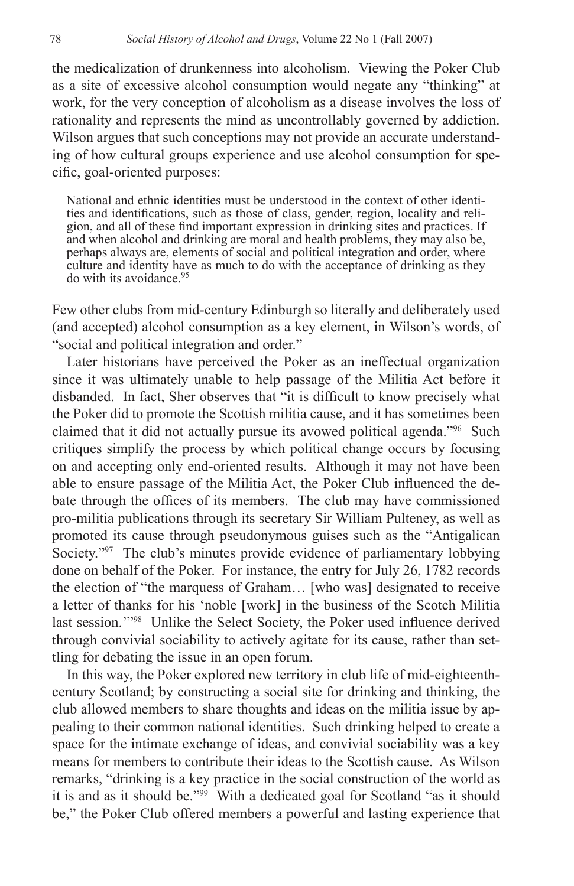the medicalization of drunkenness into alcoholism. Viewing the Poker Club as a site of excessive alcohol consumption would negate any "thinking" at work, for the very conception of alcoholism as a disease involves the loss of rationality and represents the mind as uncontrollably governed by addiction. Wilson argues that such conceptions may not provide an accurate understanding of how cultural groups experience and use alcohol consumption for specific, goal-oriented purposes:

> National and ethnic identities must be understood in the context of other identities and identifications, such as those of class, gender, region, locality and religion, and all of these find important expression in drinking sites and practices. If and when alcohol and drinking are moral and health problems, they may also be, perhaps always are, elements of social and political integration and order, where culture and identity have as much to do with the acceptance of drinking as they do with its avoidance.[95]

Few other clubs from mid-century Edinburgh so literally and deliberately used (and accepted) alcohol consumption as a key element, in Wilson's words, of "social and political integration and order."

Later historians have perceived the Poker as an ineffectual organization since it was ultimately unable to help passage of the Militia Act before it disbanded. In fact, Sher observes that "it is difficult to know precisely what the Poker did to promote the Scottish militia cause, and it has sometimes been claimed that it did not actually pursue its avowed political agenda."[96] Such critiques simplify the process by which political change occurs by focusing on and accepting only end-oriented results. Although it may not have been able to ensure passage of the Militia Act, the Poker Club influenced the debate through the offices of its members. The club may have commissioned pro-militia publications through its secretary Sir William Pulteney, as well as promoted its cause through pseudonymous guises such as the "Antigalican Society."[97] The club's minutes provide evidence of parliamentary lobbying done on behalf of the Poker. For instance, the entry for July 26, 1782 records the election of "the marquess of Graham… [who was] designated to receive a letter of thanks for his 'noble [work] in the business of the Scotch Militia last session.'"[98] Unlike the Select Society, the Poker used influence derived through convivial sociability to actively agitate for its cause, rather than settling for debating the issue in an open forum.

In this way, the Poker explored new territory in club life of mid-eighteenth-century Scotland; by constructing a social site for drinking and thinking, the club allowed members to share thoughts and ideas on the militia issue by appealing to their common national identities. Such drinking helped to create a space for the intimate exchange of ideas, and convivial sociability was a key means for members to contribute their ideas to the Scottish cause. As Wilson remarks, "drinking is a key practice in the social construction of the world as it is and as it should be."[99] With a dedicated goal for Scotland "as it should be," the Poker Club offered members a powerful and lasting experience that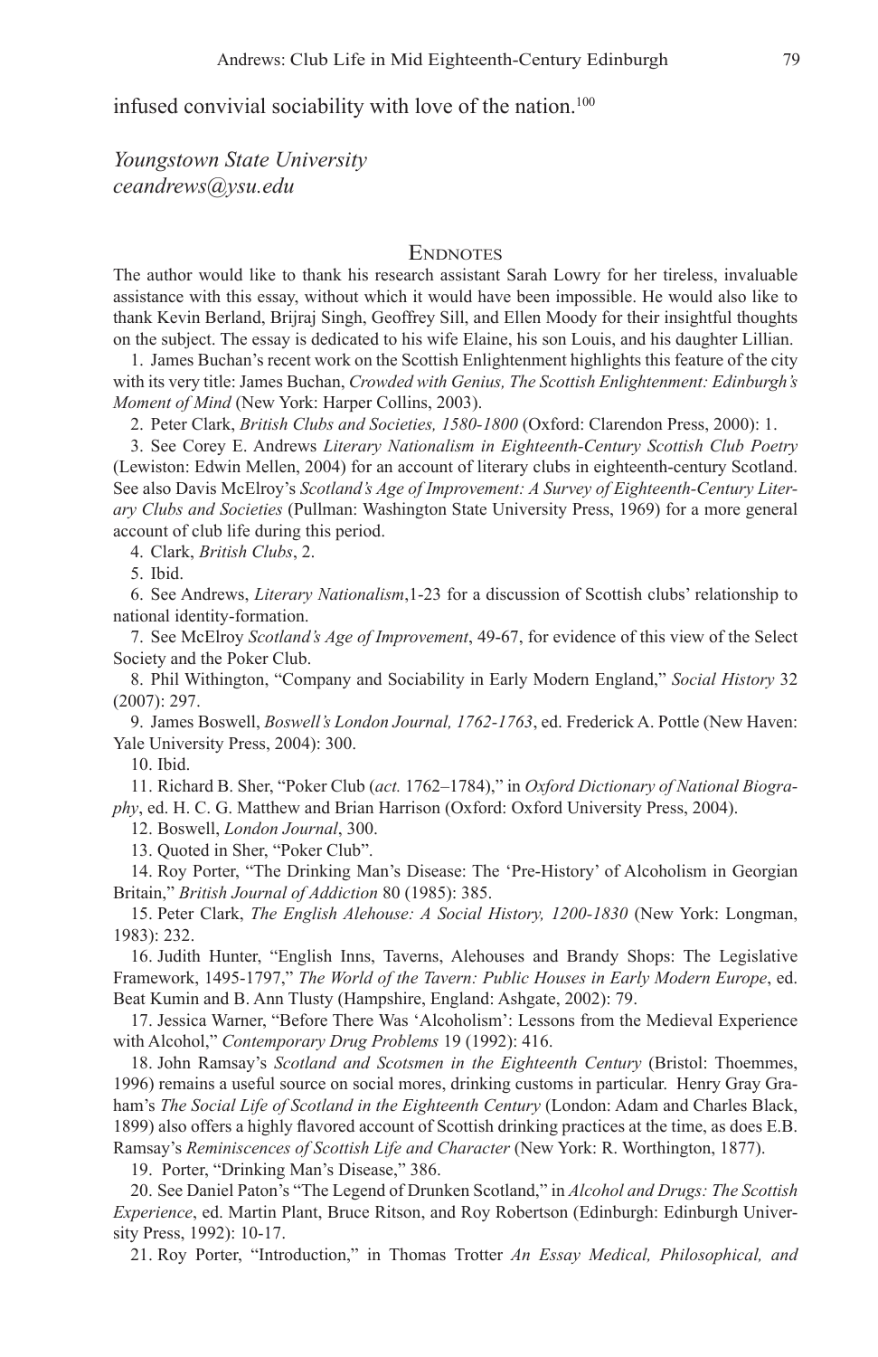infused convivial sociability with love of the nation.[100]

*Youngstown State University*
*ceandrews@ysu.edu*

## Endnotes

The author would like to thank his research assistant Sarah Lowry for her tireless, invaluable assistance with this essay, without which it would have been impossible. He would also like to thank Kevin Berland, Brijraj Singh, Geoffrey Sill, and Ellen Moody for their insightful thoughts on the subject. The essay is dedicated to his wife Elaine, his son Louis, and his daughter Lillian.

1. James Buchan's recent work on the Scottish Enlightenment highlights this feature of the city with its very title: James Buchan, *Crowded with Genius, The Scottish Enlightenment: Edinburgh's Moment of Mind* (New York: Harper Collins, 2003).

2. Peter Clark, *British Clubs and Societies, 1580-1800* (Oxford: Clarendon Press, 2000): 1.

3. See Corey E. Andrews *Literary Nationalism in Eighteenth-Century Scottish Club Poetry* (Lewiston: Edwin Mellen, 2004) for an account of literary clubs in eighteenth-century Scotland. See also Davis McElroy's *Scotland's Age of Improvement: A Survey of Eighteenth-Century Literary Clubs and Societies* (Pullman: Washington State University Press, 1969) for a more general account of club life during this period.

4. Clark, *British Clubs*, 2.

5. Ibid.

6. See Andrews, *Literary Nationalism*,1-23 for a discussion of Scottish clubs' relationship to national identity-formation.

7. See McElroy *Scotland's Age of Improvement*, 49-67, for evidence of this view of the Select Society and the Poker Club.

8. Phil Withington, "Company and Sociability in Early Modern England," *Social History* 32 (2007): 297.

9. James Boswell, *Boswell's London Journal, 1762-1763*, ed. Frederick A. Pottle (New Haven: Yale University Press, 2004): 300.

10. Ibid.

11. Richard B. Sher, "Poker Club (*act.* 1762–1784)," in *Oxford Dictionary of National Biography*, ed. H. C. G. Matthew and Brian Harrison (Oxford: Oxford University Press, 2004).

12. Boswell, *London Journal*, 300.

13. Quoted in Sher, "Poker Club".

14. Roy Porter, "The Drinking Man's Disease: The 'Pre-History' of Alcoholism in Georgian Britain," *British Journal of Addiction* 80 (1985): 385.

15. Peter Clark, *The English Alehouse: A Social History, 1200-1830* (New York: Longman, 1983): 232.

16. Judith Hunter, "English Inns, Taverns, Alehouses and Brandy Shops: The Legislative Framework, 1495-1797," *The World of the Tavern: Public Houses in Early Modern Europe*, ed. Beat Kumin and B. Ann Tlusty (Hampshire, England: Ashgate, 2002): 79.

17. Jessica Warner, "Before There Was 'Alcoholism': Lessons from the Medieval Experience with Alcohol," *Contemporary Drug Problems* 19 (1992): 416.

18. John Ramsay's *Scotland and Scotsmen in the Eighteenth Century* (Bristol: Thoemmes, 1996) remains a useful source on social mores, drinking customs in particular. Henry Gray Graham's *The Social Life of Scotland in the Eighteenth Century* (London: Adam and Charles Black, 1899) also offers a highly flavored account of Scottish drinking practices at the time, as does E.B. Ramsay's *Reminiscences of Scottish Life and Character* (New York: R. Worthington, 1877).

19. Porter, "Drinking Man's Disease," 386.

20. See Daniel Paton's "The Legend of Drunken Scotland," in *Alcohol and Drugs: The Scottish Experience*, ed. Martin Plant, Bruce Ritson, and Roy Robertson (Edinburgh: Edinburgh University Press, 1992): 10-17.

21. Roy Porter, "Introduction," in Thomas Trotter *An Essay Medical, Philosophical, and*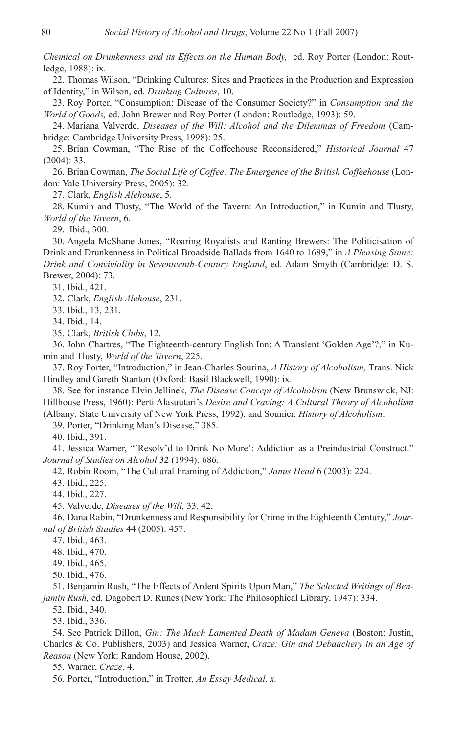*Chemical on Drunkenness and its Effects on the Human Body,* ed. Roy Porter (London: Routledge, 1988): ix.

22. Thomas Wilson, "Drinking Cultures: Sites and Practices in the Production and Expression of Identity," in Wilson, ed. *Drinking Cultures*, 10.

23. Roy Porter, "Consumption: Disease of the Consumer Society?" in *Consumption and the World of Goods,* ed. John Brewer and Roy Porter (London: Routledge, 1993): 59.

24. Mariana Valverde, *Diseases of the Will: Alcohol and the Dilemmas of Freedom* (Cambridge: Cambridge University Press, 1998): 25.

25. Brian Cowman, "The Rise of the Coffeehouse Reconsidered," *Historical Journal* 47 (2004): 33.

26. Brian Cowman, *The Social Life of Coffee: The Emergence of the British Coffeehouse* (London: Yale University Press, 2005): 32.

27. Clark, *English Alehouse*, 5.

28. Kumin and Tlusty, "The World of the Tavern: An Introduction," in Kumin and Tlusty, *World of the Tavern*, 6.

29. Ibid., 300.

30. Angela McShane Jones, "Roaring Royalists and Ranting Brewers: The Politicisation of Drink and Drunkenness in Political Broadside Ballads from 1640 to 1689," in *A Pleasing Sinne: Drink and Conviviality in Seventeenth-Century England*, ed. Adam Smyth (Cambridge: D. S. Brewer, 2004): 73.

31. Ibid., 421.

32. Clark, *English Alehouse*, 231.

33. Ibid., 13, 231.

34. Ibid., 14.

35. Clark, *British Clubs*, 12.

36. John Chartres, "The Eighteenth-century English Inn: A Transient 'Golden Age'?," in Kumin and Tlusty, *World of the Tavern*, 225.

37. Roy Porter, "Introduction," in Jean-Charles Sourina, *A History of Alcoholism,* Trans. Nick Hindley and Gareth Stanton (Oxford: Basil Blackwell, 1990): ix.

38. See for instance Elvin Jellinek, *The Disease Concept of Alcoholism* (New Brunswick, NJ: Hillhouse Press, 1960): Perti Alasuutari's *Desire and Craving: A Cultural Theory of Alcoholism* (Albany: State University of New York Press, 1992), and Sounier, *History of Alcoholism*.

39. Porter, "Drinking Man's Disease," 385.

40. Ibid., 391.

41. Jessica Warner, "'Resolv'd to Drink No More': Addiction as a Preindustrial Construct." *Journal of Studies on Alcohol* 32 (1994): 686.

42. Robin Room, "The Cultural Framing of Addiction," *Janus Head* 6 (2003): 224.

43. Ibid., 225.

44. Ibid., 227.

45. Valverde, *Diseases of the Will,* 33, 42.

46. Dana Rabin, "Drunkenness and Responsibility for Crime in the Eighteenth Century," *Journal of British Studies* 44 (2005): 457.

47. Ibid., 463.

48. Ibid., 470.

49. Ibid., 465.

50. Ibid., 476.

51. Benjamin Rush, "The Effects of Ardent Spirits Upon Man," *The Selected Writings of Benjamin Rush,* ed. Dagobert D. Runes (New York: The Philosophical Library, 1947): 334.

52. Ibid., 340.

53. Ibid., 336.

54. See Patrick Dillon, *Gin: The Much Lamented Death of Madam Geneva* (Boston: Justin, Charles & Co. Publishers, 2003) and Jessica Warner, *Craze: Gin and Debauchery in an Age of Reason* (New York: Random House, 2002).

55. Warner, *Craze*, 4.

56. Porter, "Introduction," in Trotter, *An Essay Medical*, *x.*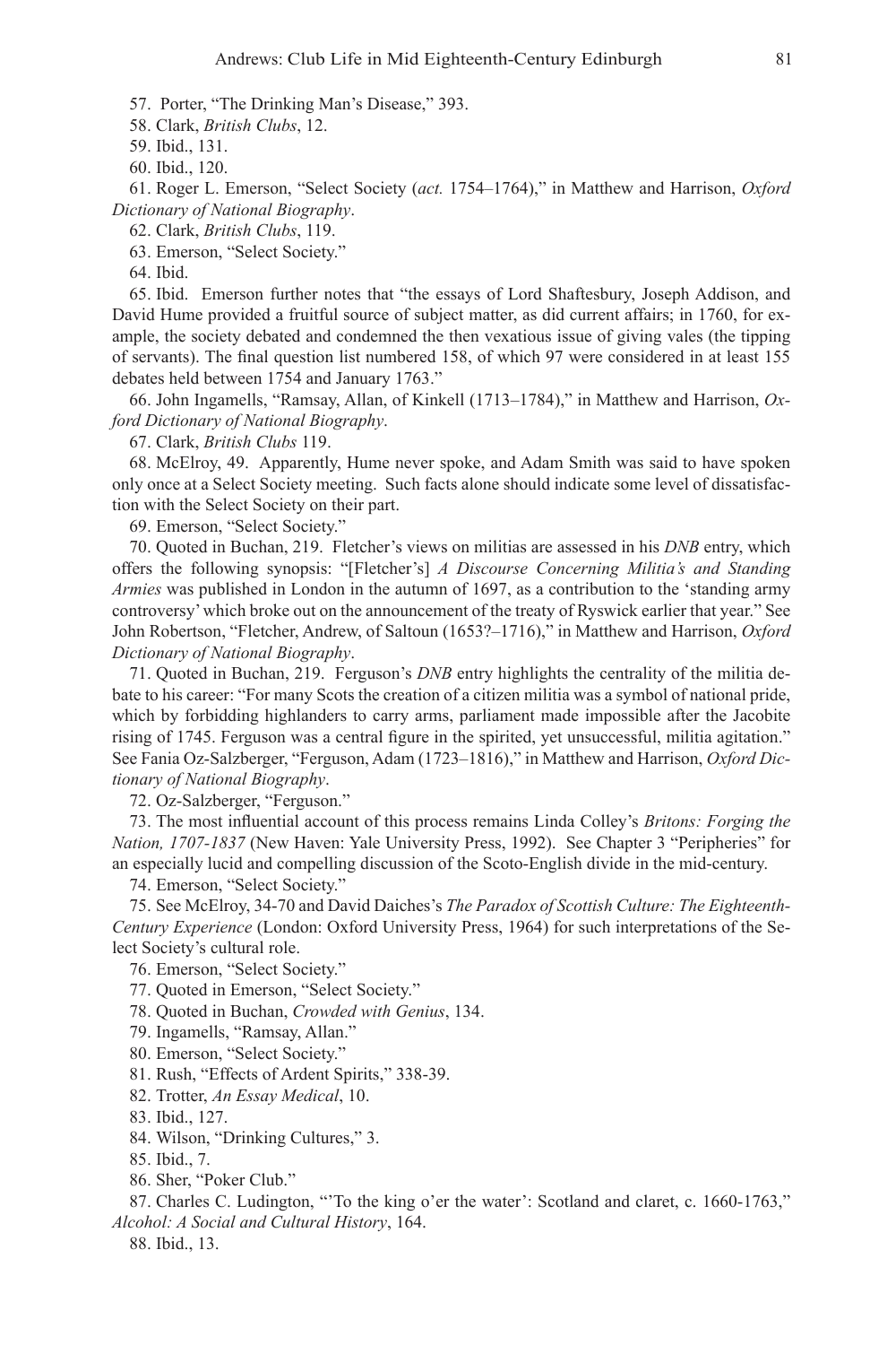57. Porter, "The Drinking Man's Disease," 393.

58. Clark, *British Clubs*, 12.

59. Ibid., 131.

60. Ibid., 120.

61. Roger L. Emerson, "Select Society (*act.* 1754–1764)," in Matthew and Harrison, *Oxford Dictionary of National Biography*.

62. Clark, *British Clubs*, 119.

63. Emerson, "Select Society."

64. Ibid.

65. Ibid. Emerson further notes that "the essays of Lord Shaftesbury, Joseph Addison, and David Hume provided a fruitful source of subject matter, as did current affairs; in 1760, for example, the society debated and condemned the then vexatious issue of giving vales (the tipping of servants). The final question list numbered 158, of which 97 were considered in at least 155 debates held between 1754 and January 1763."

66. John Ingamells, "Ramsay, Allan, of Kinkell (1713–1784)," in Matthew and Harrison, *Oxford Dictionary of National Biography*.

67. Clark, *British Clubs* 119.

68. McElroy, 49. Apparently, Hume never spoke, and Adam Smith was said to have spoken only once at a Select Society meeting. Such facts alone should indicate some level of dissatisfaction with the Select Society on their part.

69. Emerson, "Select Society."

70. Quoted in Buchan, 219. Fletcher's views on militias are assessed in his *DNB* entry, which offers the following synopsis: "[Fletcher's] *A Discourse Concerning Militia's and Standing Armies* was published in London in the autumn of 1697, as a contribution to the 'standing army controversy' which broke out on the announcement of the treaty of Ryswick earlier that year." See John Robertson, "Fletcher, Andrew, of Saltoun (1653?–1716)," in Matthew and Harrison, *Oxford Dictionary of National Biography*.

71. Quoted in Buchan, 219. Ferguson's *DNB* entry highlights the centrality of the militia debate to his career: "For many Scots the creation of a citizen militia was a symbol of national pride, which by forbidding highlanders to carry arms, parliament made impossible after the Jacobite rising of 1745. Ferguson was a central figure in the spirited, yet unsuccessful, militia agitation." See Fania Oz-Salzberger, "Ferguson, Adam (1723–1816)," in Matthew and Harrison, *Oxford Dictionary of National Biography*.

72. Oz-Salzberger, "Ferguson."

73. The most influential account of this process remains Linda Colley's *Britons: Forging the Nation, 1707-1837* (New Haven: Yale University Press, 1992). See Chapter 3 "Peripheries" for an especially lucid and compelling discussion of the Scoto-English divide in the mid-century.

74. Emerson, "Select Society."

75. See McElroy, 34-70 and David Daiches's *The Paradox of Scottish Culture: The Eighteenth-Century Experience* (London: Oxford University Press, 1964) for such interpretations of the Select Society's cultural role.

76. Emerson, "Select Society."

77. Quoted in Emerson, "Select Society."

78. Quoted in Buchan, *Crowded with Genius*, 134.

79. Ingamells, "Ramsay, Allan."

80. Emerson, "Select Society."

81. Rush, "Effects of Ardent Spirits," 338-39.

82. Trotter, *An Essay Medical*, 10.

83. Ibid., 127.

84. Wilson, "Drinking Cultures," 3.

85. Ibid., 7.

86. Sher, "Poker Club."

87. Charles C. Ludington, "'To the king o'er the water': Scotland and claret, c. 1660-1763," *Alcohol: A Social and Cultural History*, 164.

88. Ibid., 13.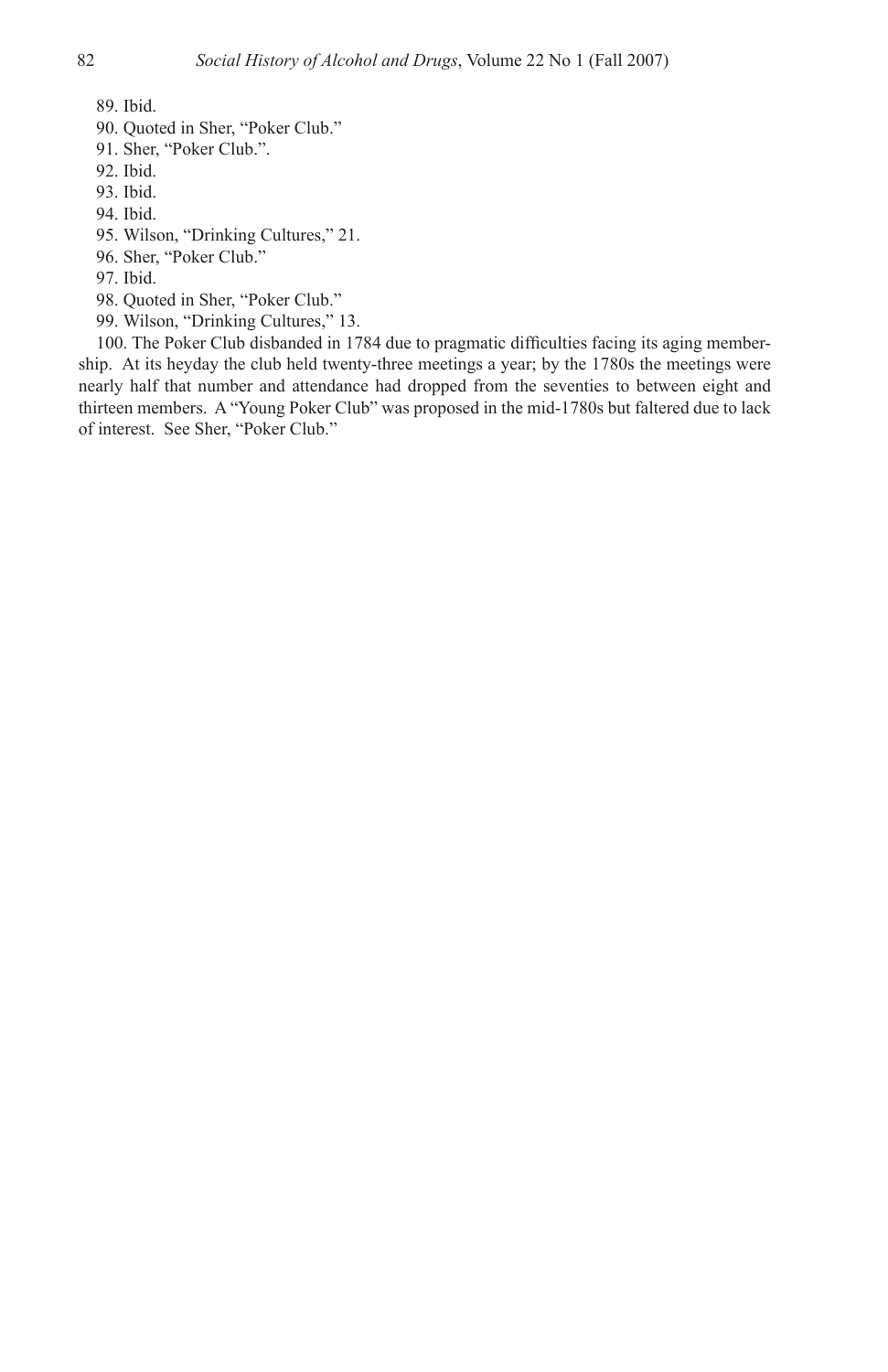89. Ibid.

90. Quoted in Sher, "Poker Club."

91. Sher, "Poker Club.".

92. Ibid.

93. Ibid.

94. Ibid.

95. Wilson, "Drinking Cultures," 21.

96. Sher, "Poker Club."

97. Ibid.

98. Quoted in Sher, "Poker Club."

99. Wilson, "Drinking Cultures," 13.

100. The Poker Club disbanded in 1784 due to pragmatic difficulties facing its aging membership. At its heyday the club held twenty-three meetings a year; by the 1780s the meetings were nearly half that number and attendance had dropped from the seventies to between eight and thirteen members. A "Young Poker Club" was proposed in the mid-1780s but faltered due to lack of interest. See Sher, "Poker Club."